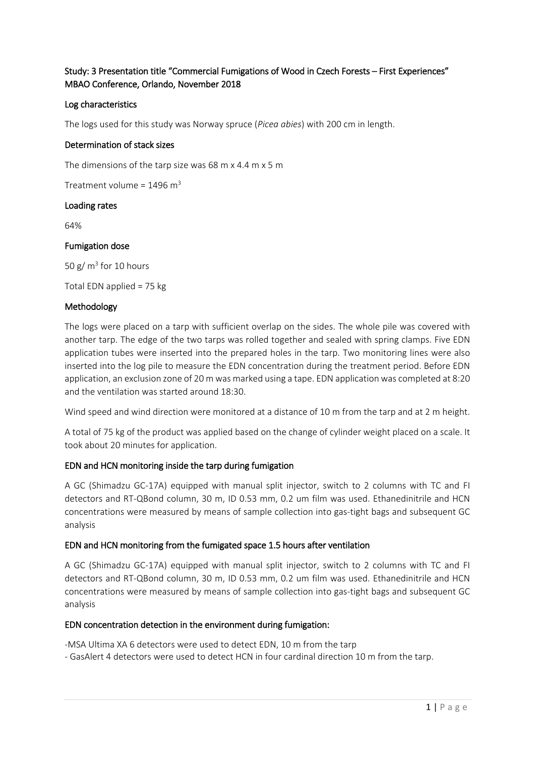## Study: 3 Presentation title "Commercial Fumigations of Wood in Czech Forests – First Experiences" MBAO Conference, Orlando, November 2018

### Log characteristics

The logs used for this study was Norway spruce (*Picea abies*) with 200 cm in length.

### Determination of stack sizes

The dimensions of the tarp size was 68 m x 4.4 m x 5 m

Treatment volume = 1496 $m^3$

### Loading rates

64%

### Fumigation dose

50 g/ $m^3$ for 10 hours

Total EDN applied = 75 kg

### Methodology

The logs were placed on a tarp with sufficient overlap on the sides. The whole pile was covered with another tarp. The edge of the two tarps was rolled together and sealed with spring clamps. Five EDN application tubes were inserted into the prepared holes in the tarp. Two monitoring lines were also inserted into the log pile to measure the EDN concentration during the treatment period. Before EDN application, an exclusion zone of 20 m was marked using a tape. EDN application was completed at 8:20 and the ventilation was started around 18:30.

Wind speed and wind direction were monitored at a distance of 10 m from the tarp and at 2 m height.

A total of 75 kg of the product was applied based on the change of cylinder weight placed on a scale. It took about 20 minutes for application.

### EDN and HCN monitoring inside the tarp during fumigation

A GC (Shimadzu GC-17A) equipped with manual split injector, switch to 2 columns with TC and FI detectors and RT-QBond column, 30 m, ID 0.53 mm, 0.2 um film was used. Ethanedinitrile and HCN concentrations were measured by means of sample collection into gas-tight bags and subsequent GC analysis

### EDN and HCN monitoring from the fumigated space 1.5 hours after ventilation

A GC (Shimadzu GC-17A) equipped with manual split injector, switch to 2 columns with TC and FI detectors and RT-QBond column, 30 m, ID 0.53 mm, 0.2 um film was used. Ethanedinitrile and HCN concentrations were measured by means of sample collection into gas-tight bags and subsequent GC analysis

### EDN concentration detection in the environment during fumigation:

- MSA Ultima XA 6 detectors were used to detect EDN, 10 m from the tarp
- GasAlert 4 detectors were used to detect HCN in four cardinal direction 10 m from the tarp.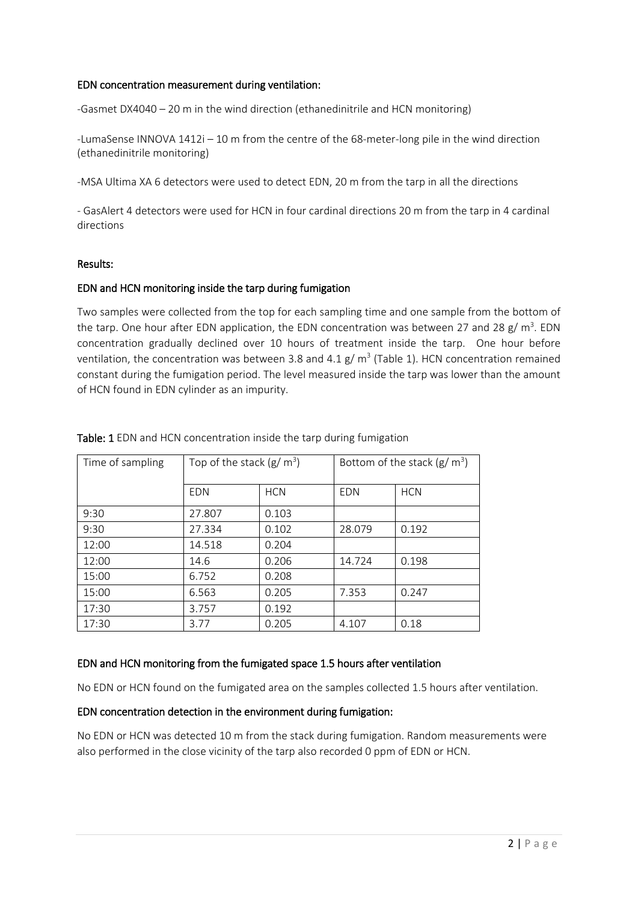**EDN concentration measurement during ventilation:**

-Gasmet DX4040 – 20 m in the wind direction (ethanedinitrile and HCN monitoring)

-LumaSense INNOVA 1412i – 10 m from the centre of the 68-meter-long pile in the wind direction (ethanedinitrile monitoring)

-MSA Ultima XA 6 detectors were used to detect EDN, 20 m from the tarp in all the directions

- GasAlert 4 detectors were used for HCN in four cardinal directions 20 m from the tarp in 4 cardinal directions

**Results:**

**EDN and HCN monitoring inside the tarp during fumigation**

Two samples were collected from the top for each sampling time and one sample from the bottom of the tarp. One hour after EDN application, the EDN concentration was between 27 and 28 g/ $m^3$. EDN concentration gradually declined over 10 hours of treatment inside the tarp. One hour before ventilation, the concentration was between 3.8 and 4.1 g/ $m^3$ (Table 1). HCN concentration remained constant during the fumigation period. The level measured inside the tarp was lower than the amount of HCN found in EDN cylinder as an impurity.

**Table: 1** EDN and HCN concentration inside the tarp during fumigation

| Time of sampling | Top of the stack (g/ $m^3$) | | Bottom of the stack (g/ $m^3$) | |
|---|---|---|---|---|
| | EDN | HCN | EDN | HCN |
| 9:30 | 27.807 | 0.103 | | |
| 9:30 | 27.334 | 0.102 | 28.079 | 0.192 |
| 12:00 | 14.518 | 0.204 | | |
| 12:00 | 14.6 | 0.206 | 14.724 | 0.198 |
| 15:00 | 6.752 | 0.208 | | |
| 15:00 | 6.563 | 0.205 | 7.353 | 0.247 |
| 17:30 | 3.757 | 0.192 | | |
| 17:30 | 3.77 | 0.205 | 4.107 | 0.18 |

**EDN and HCN monitoring from the fumigated space 1.5 hours after ventilation**

No EDN or HCN found on the fumigated area on the samples collected 1.5 hours after ventilation.

**EDN concentration detection in the environment during fumigation:**

No EDN or HCN was detected 10 m from the stack during fumigation. Random measurements were also performed in the close vicinity of the tarp also recorded 0 ppm of EDN or HCN.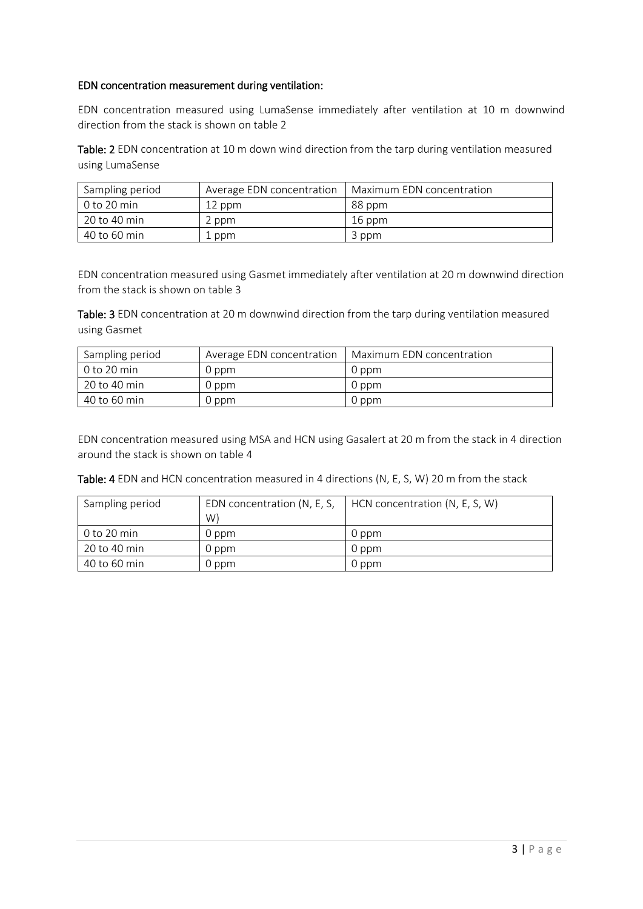**EDN concentration measurement during ventilation:**

EDN concentration measured using LumaSense immediately after ventilation at 10 m downwind direction from the stack is shown on table 2

**Table: 2** EDN concentration at 10 m down wind direction from the tarp during ventilation measured using LumaSense

| Sampling period | Average EDN concentration | Maximum EDN concentration |
| --- | --- | --- |
| 0 to 20 min | 12 ppm | 88 ppm |
| 20 to 40 min | 2 ppm | 16 ppm |
| 40 to 60 min | 1 ppm | 3 ppm |

EDN concentration measured using Gasmet immediately after ventilation at 20 m downwind direction from the stack is shown on table 3

**Table: 3** EDN concentration at 20 m downwind direction from the tarp during ventilation measured using Gasmet

| Sampling period | Average EDN concentration | Maximum EDN concentration |
| --- | --- | --- |
| 0 to 20 min | 0 ppm | 0 ppm |
| 20 to 40 min | 0 ppm | 0 ppm |
| 40 to 60 min | 0 ppm | 0 ppm |

EDN concentration measured using MSA and HCN using Gasalert at 20 m from the stack in 4 direction around the stack is shown on table 4

**Table: 4** EDN and HCN concentration measured in 4 directions (N, E, S, W) 20 m from the stack

| Sampling period | EDN concentration (N, E, S, W) | HCN concentration (N, E, S, W) |
| --- | --- | --- |
| 0 to 20 min | 0 ppm | 0 ppm |
| 20 to 40 min | 0 ppm | 0 ppm |
| 40 to 60 min | 0 ppm | 0 ppm |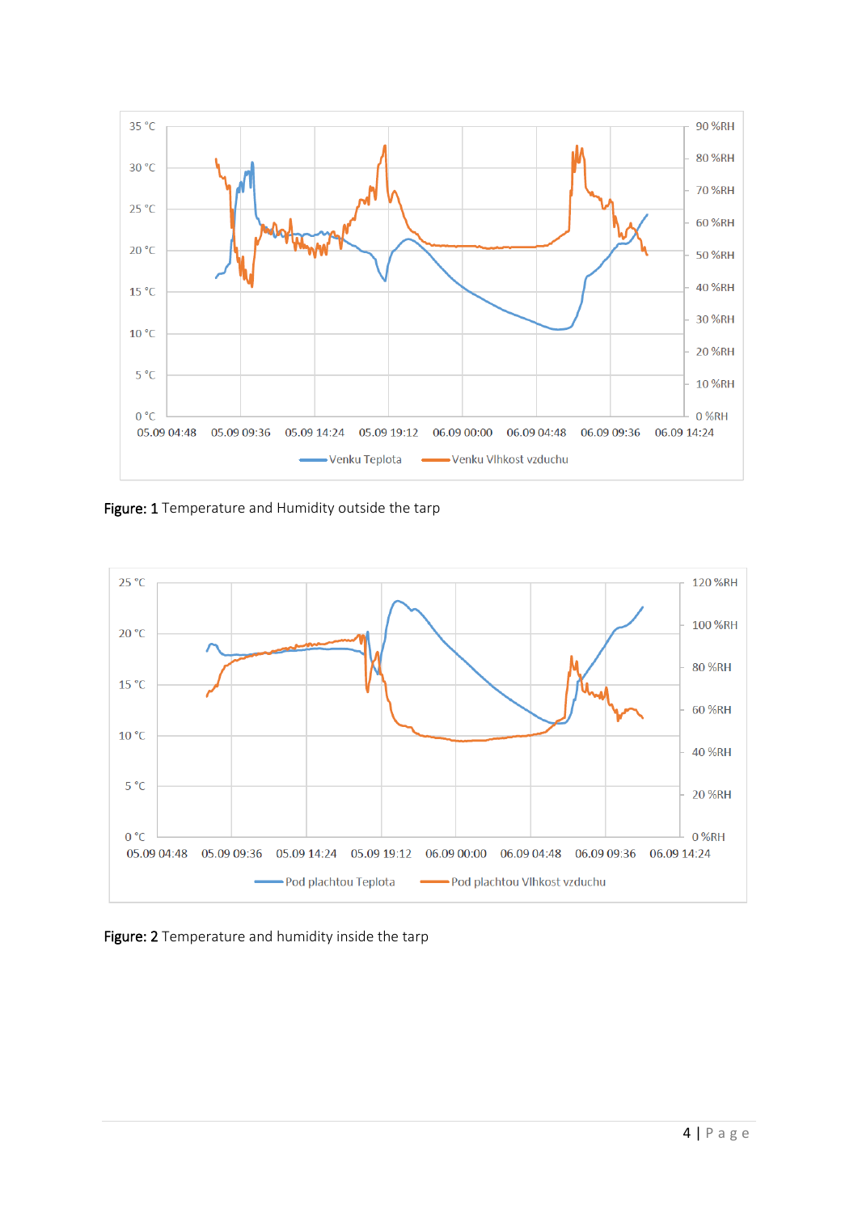Figure: 1 Temperature and Humidity outside the tarp

Figure: 2 Temperature and humidity inside the tarp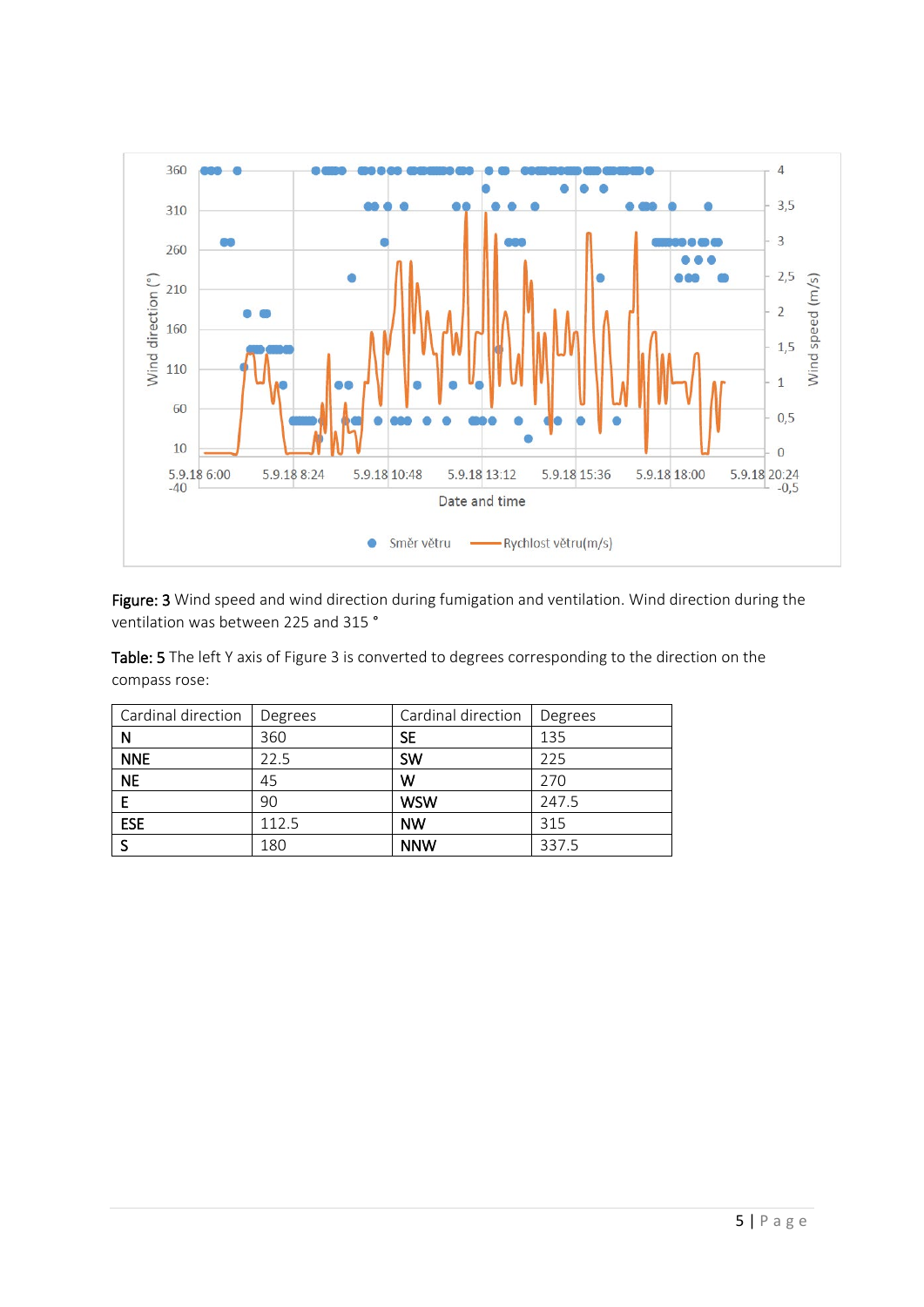360
310
260
210
160
110
60
10
-40

Wind direction (°)

4
3,5
3
2,5
2
1,5
1
0,5
0
-0,5

Wind speed (m/s)

5.9.18 6:00
5.9.18 8:24
5.9.18 10:48
5.9.18 13:12
5.9.18 15:36
5.9.18 18:00
5.9.18 20:24

Date and time

Směr větru
Rychlost větru(m/s)

**Figure: 3** Wind speed and wind direction during fumigation and ventilation. Wind direction during the ventilation was between 225 and 315 °

**Table: 5** The left Y axis of Figure 3 is converted to degrees corresponding to the direction on the compass rose:

| Cardinal direction | Degrees | Cardinal direction | Degrees |
|---|---|---|---|
| **N** | 360 | **SE** | 135 |
| **NNE** | 22.5 | **SW** | 225 |
| **NE** | 45 | **W** | 270 |
| **E** | 90 | **WSW** | 247.5 |
| **ESE** | 112.5 | **NW** | 315 |
| **S** | 180 | **NNW** | 337.5 |